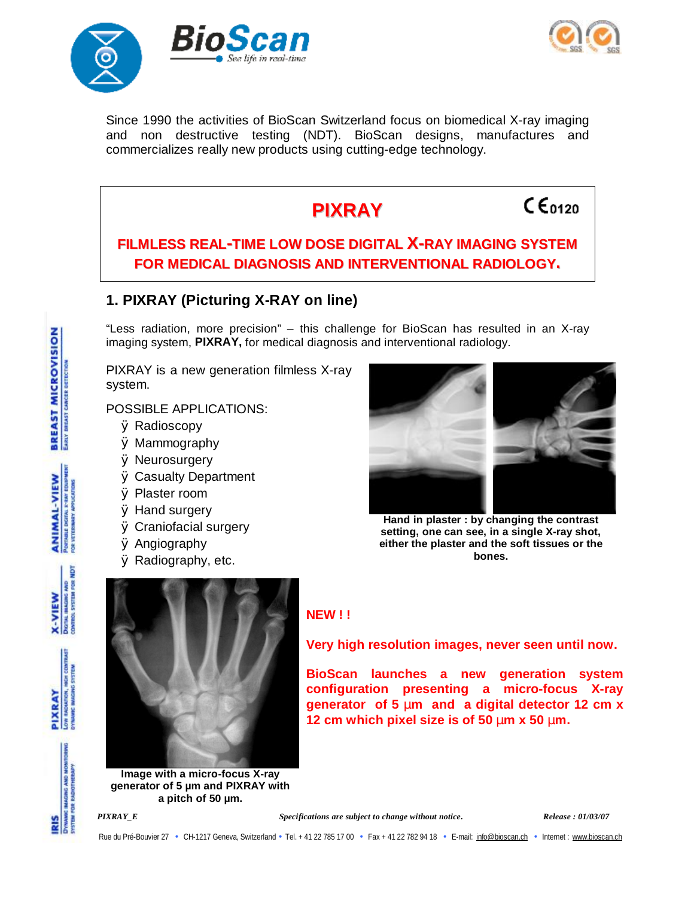Since 1990 the activities of BioScan Switzerland focus on biomedical X-ray imaging and non destructive testing (NDT). BioScan designs, manufactures and commercializes really new products using cutting-edge technology.

# PIXRAY

CE 0120

**FILMLESS REAL-TIME LOW DOSE DIGITAL X-RAY IMAGING SYSTEM FOR MEDICAL DIAGNOSIS AND INTERVENTIONAL RADIOLOGY.**

## 1. PIXRAY (Picturing X-RAY on line)

"Less radiation, more precision" – this challenge for BioScan has resulted in an X-ray imaging system, **PIXRAY,** for medical diagnosis and interventional radiology.

PIXRAY is a new generation filmless X-ray system.

POSSIBLE APPLICATIONS:

- Radioscopy
- Mammography
- Neurosurgery
- Casualty Department
- Plaster room
- Hand surgery
- Craniofacial surgery
- Angiography
- Radiography, etc.

**Hand in plaster : by changing the contrast setting, one can see, in a single X-ray shot, either the plaster and the soft tissues or the bones.**

**Image with a micro-focus X-ray generator of 5 µm and PIXRAY with a pitch of 50 µm.**

**NEW ! !**

**Very high resolution images, never seen until now.**

**BioScan launches a new generation system configuration presenting a micro-focus X-ray generator of 5 µm and a digital detector 12 cm x 12 cm which pixel size is of 50 µm x 50 µm.**

*PIXRAY_E* *Specifications are subject to change without notice.* *Release : 01/03/07*

Rue du Pré-Bouvier 27 • CH-1217 Geneva, Switzerland • Tel. + 41 22 785 17 00 • Fax + 41 22 782 94 18 • E-mail: info@bioscan.ch • Internet : www.bioscan.ch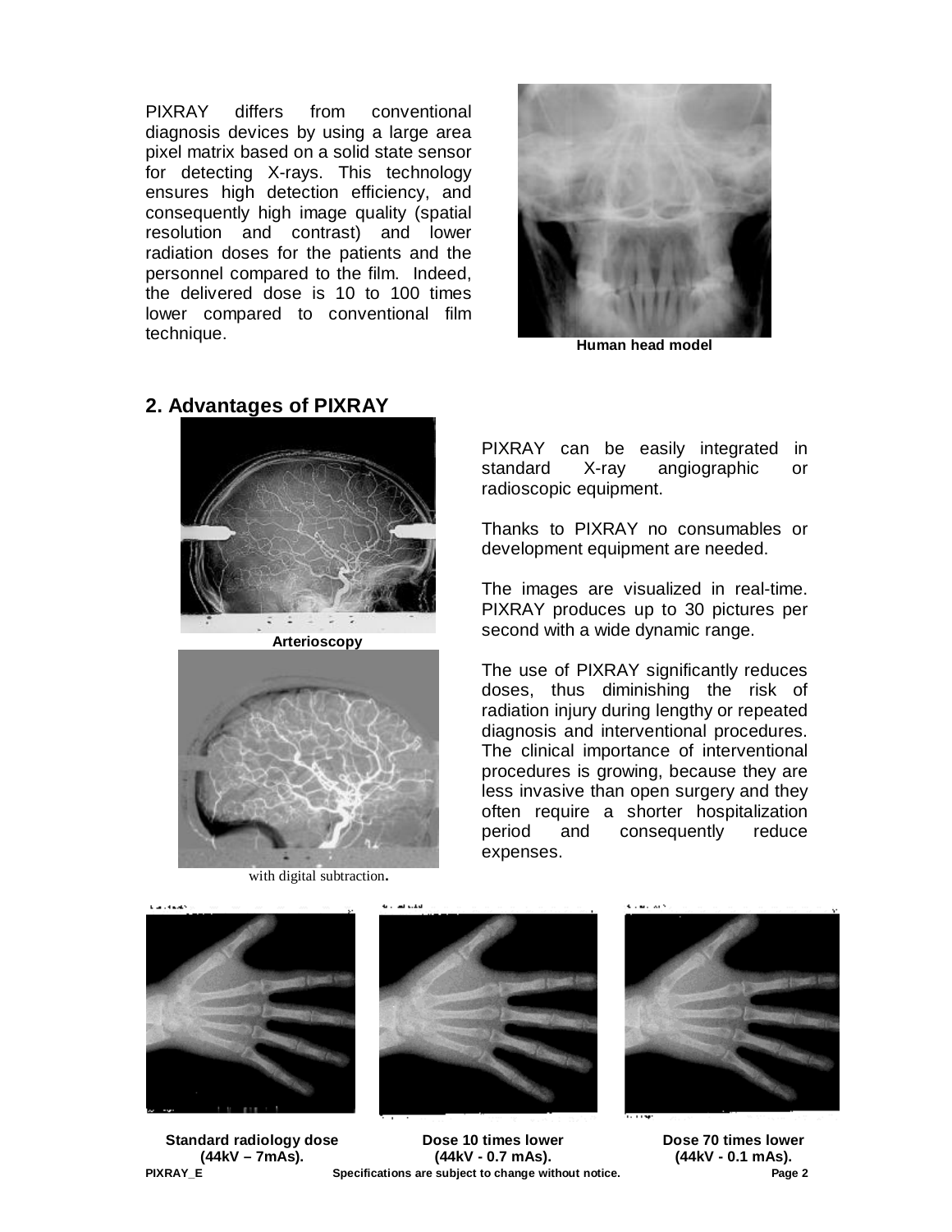PIXRAY differs from conventional diagnosis devices by using a large area pixel matrix based on a solid state sensor for detecting X-rays. This technology ensures high detection efficiency, and consequently high image quality (spatial resolution and contrast) and lower radiation doses for the patients and the personnel compared to the film. Indeed, the delivered dose is 10 to 100 times lower compared to conventional film technique.

**Human head model**

## 2. Advantages of PIXRAY

**Arterioscopy**

with digital subtraction.

PIXRAY can be easily integrated in standard X-ray angiographic or radioscopic equipment.

Thanks to PIXRAY no consumables or development equipment are needed.

The images are visualized in real-time. PIXRAY produces up to 30 pictures per second with a wide dynamic range.

The use of PIXRAY significantly reduces doses, thus diminishing the risk of radiation injury during lengthy or repeated diagnosis and interventional procedures. The clinical importance of interventional procedures is growing, because they are less invasive than open surgery and they often require a shorter hospitalization period and consequently reduce expenses.

**Standard radiology dose (44kV – 7mAs).**

**Dose 10 times lower (44kV - 0.7 mAs).**

**Dose 70 times lower (44kV - 0.1 mAs).**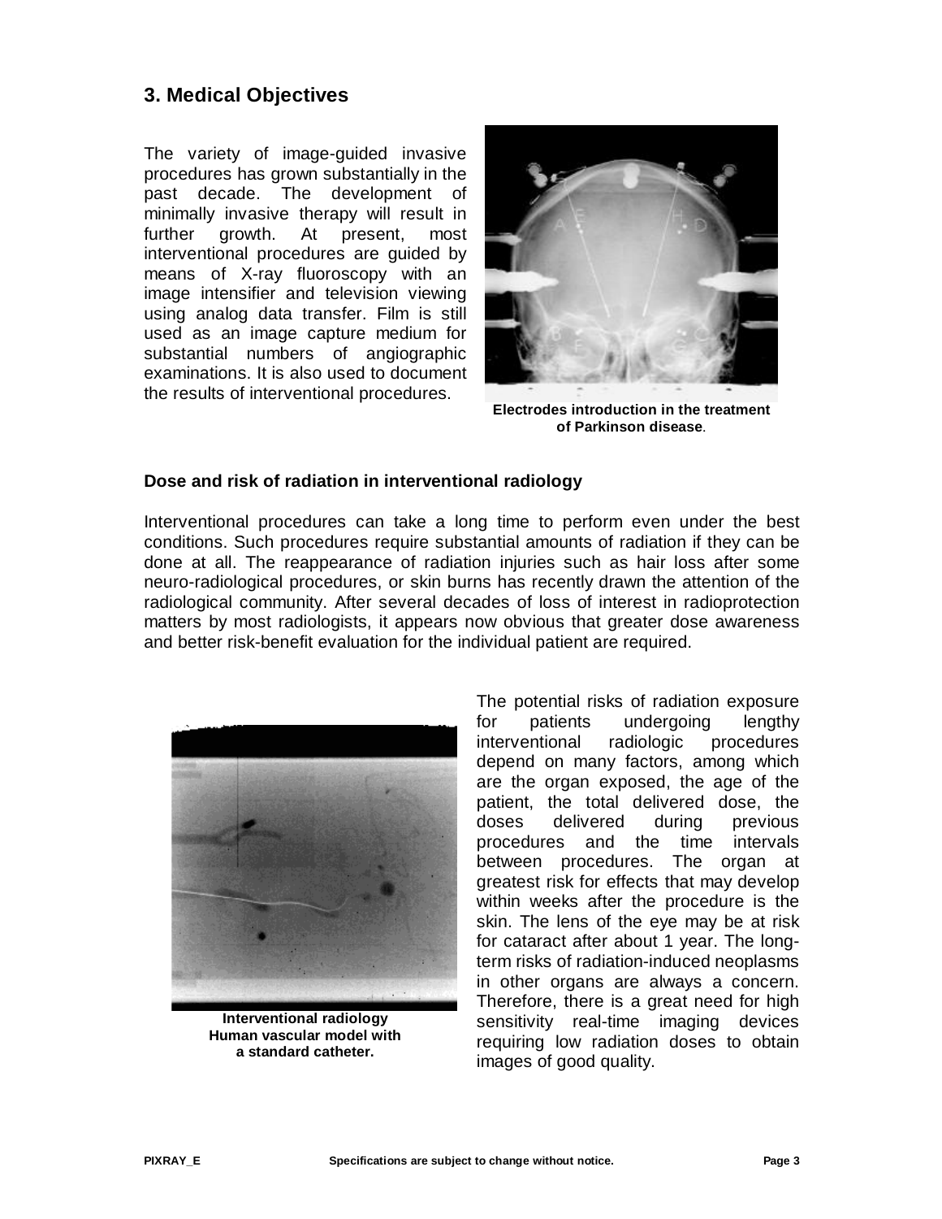## 3. Medical Objectives

The variety of image-guided invasive procedures has grown substantially in the past decade. The development of minimally invasive therapy will result in further growth. At present, most interventional procedures are guided by means of X-ray fluoroscopy with an image intensifier and television viewing using analog data transfer. Film is still used as an image capture medium for substantial numbers of angiographic examinations. It is also used to document the results of interventional procedures.

**Electrodes introduction in the treatment of Parkinson disease.**

### Dose and risk of radiation in interventional radiology

Interventional procedures can take a long time to perform even under the best conditions. Such procedures require substantial amounts of radiation if they can be done at all. The reappearance of radiation injuries such as hair loss after some neuro-radiological procedures, or skin burns has recently drawn the attention of the radiological community. After several decades of loss of interest in radioprotection matters by most radiologists, it appears now obvious that greater dose awareness and better risk-benefit evaluation for the individual patient are required.

**Interventional radiology Human vascular model with a standard catheter.**

The potential risks of radiation exposure for patients undergoing lengthy interventional radiologic procedures depend on many factors, among which are the organ exposed, the age of the patient, the total delivered dose, the doses delivered during previous procedures and the time intervals between procedures. The organ at greatest risk for effects that may develop within weeks after the procedure is the skin. The lens of the eye may be at risk for cataract after about 1 year. The long-term risks of radiation-induced neoplasms in other organs are always a concern. Therefore, there is a great need for high sensitivity real-time imaging devices requiring low radiation doses to obtain images of good quality.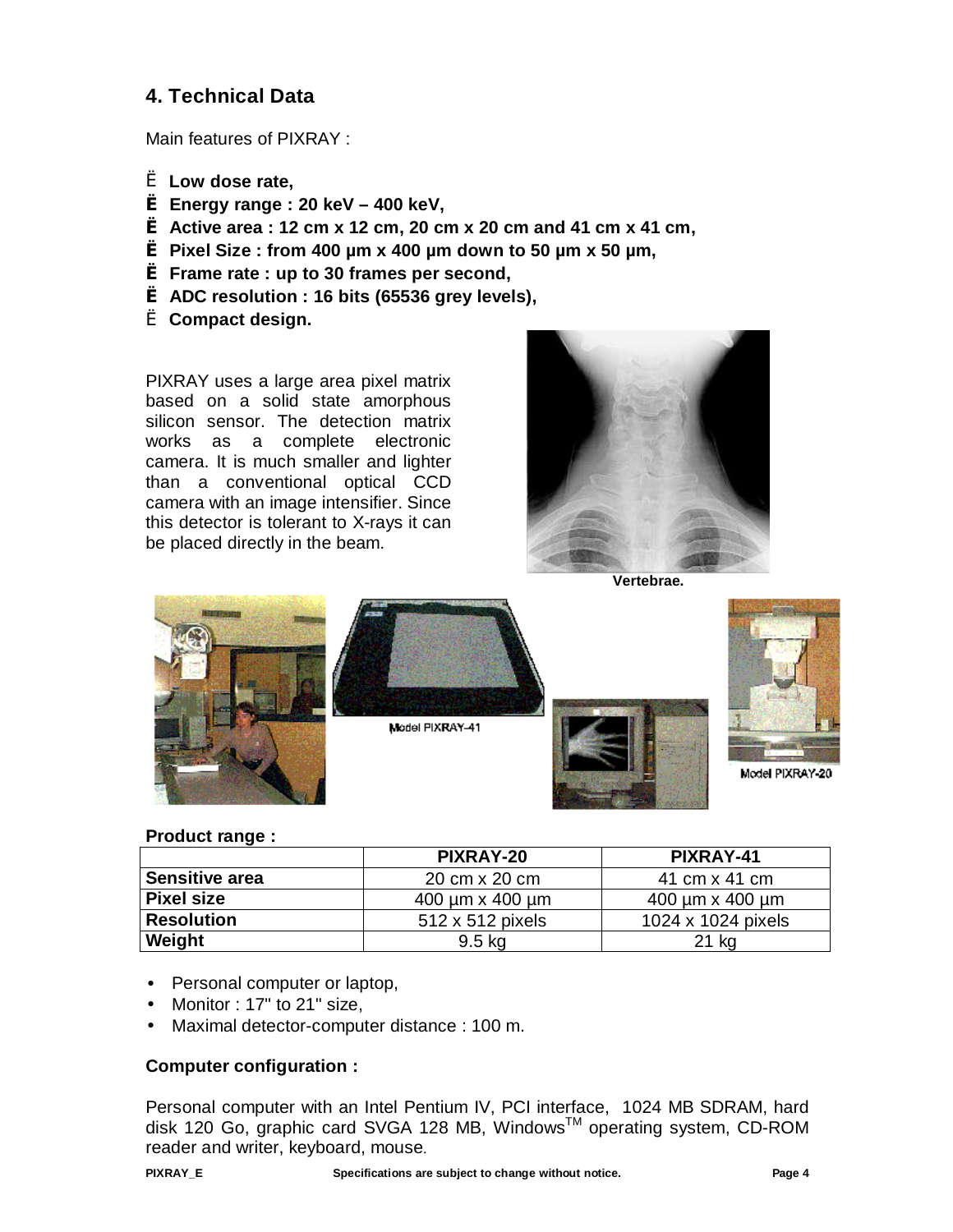## 4. Technical Data

Main features of PIXRAY :

- **Low dose rate,**
- **Energy range : 20 keV – 400 keV,**
- **Active area : 12 cm x 12 cm, 20 cm x 20 cm and 41 cm x 41 cm,**
- **Pixel Size : from 400 µm x 400 µm down to 50 µm x 50 µm,**
- **Frame rate : up to 30 frames per second,**
- **ADC resolution : 16 bits (65536 grey levels),**
- **Compact design.**

PIXRAY uses a large area pixel matrix based on a solid state amorphous silicon sensor. The detection matrix works as a complete electronic camera. It is much smaller and lighter than a conventional optical CCD camera with an image intensifier. Since this detector is tolerant to X-rays it can be placed directly in the beam.

**Vertebrae.**

Model PIXRAY-41

Model PIXRAY-20

**Product range :**

| | PIXRAY-20 | PIXRAY-41 |
|---|---|---|
| **Sensitive area** | 20 cm x 20 cm | 41 cm x 41 cm |
| **Pixel size** | 400 µm x 400 µm | 400 µm x 400 µm |
| **Resolution** | 512 x 512 pixels | 1024 x 1024 pixels |
| **Weight** | 9.5 kg | 21 kg |

- Personal computer or laptop,
- Monitor : 17" to 21" size,
- Maximal detector-computer distance : 100 m.

**Computer configuration :**

Personal computer with an Intel Pentium IV, PCI interface, 1024 MB SDRAM, hard disk 120 Go, graphic card SVGA 128 MB, Windows™ operating system, CD-ROM reader and writer, keyboard, mouse.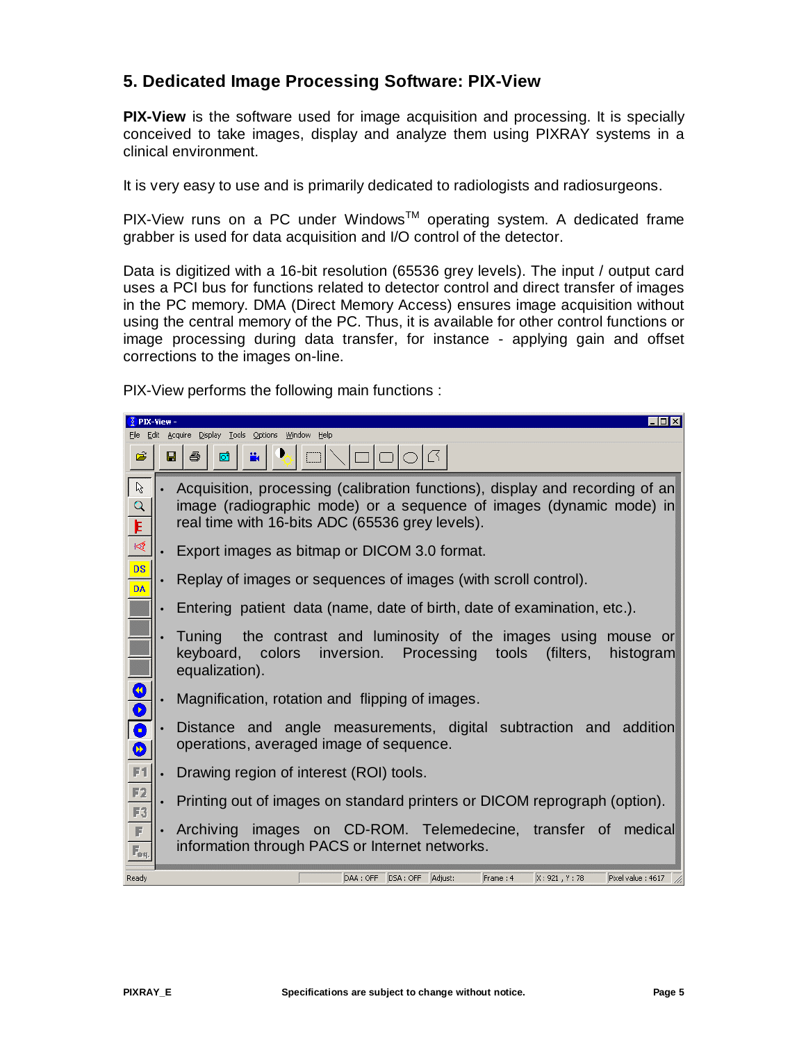## 5. Dedicated Image Processing Software: PIX-View

**PIX-View** is the software used for image acquisition and processing. It is specially conceived to take images, display and analyze them using PIXRAY systems in a clinical environment.

It is very easy to use and is primarily dedicated to radiologists and radiosurgeons.

PIX-View runs on a PC under Windows[TM] operating system. A dedicated frame grabber is used for data acquisition and I/O control of the detector.

Data is digitized with a 16-bit resolution (65536 grey levels). The input / output card uses a PCI bus for functions related to detector control and direct transfer of images in the PC memory. DMA (Direct Memory Access) ensures image acquisition without using the central memory of the PC. Thus, it is available for other control functions or image processing during data transfer, for instance - applying gain and offset corrections to the images on-line.

PIX-View performs the following main functions :

- Acquisition, processing (calibration functions), display and recording of an image (radiographic mode) or a sequence of images (dynamic mode) in real time with 16-bits ADC (65536 grey levels).
- Export images as bitmap or DICOM 3.0 format.
- Replay of images or sequences of images (with scroll control).
- Entering patient data (name, date of birth, date of examination, etc.).
- Tuning the contrast and luminosity of the images using mouse or keyboard, colors inversion. Processing tools (filters, histogram equalization).
- Magnification, rotation and flipping of images.
- Distance and angle measurements, digital subtraction and addition operations, averaged image of sequence.
- Drawing region of interest (ROI) tools.
- Printing out of images on standard printers or DICOM reprograph (option).
- Archiving images on CD-ROM. Telemedecine, transfer of medical information through PACS or Internet networks.